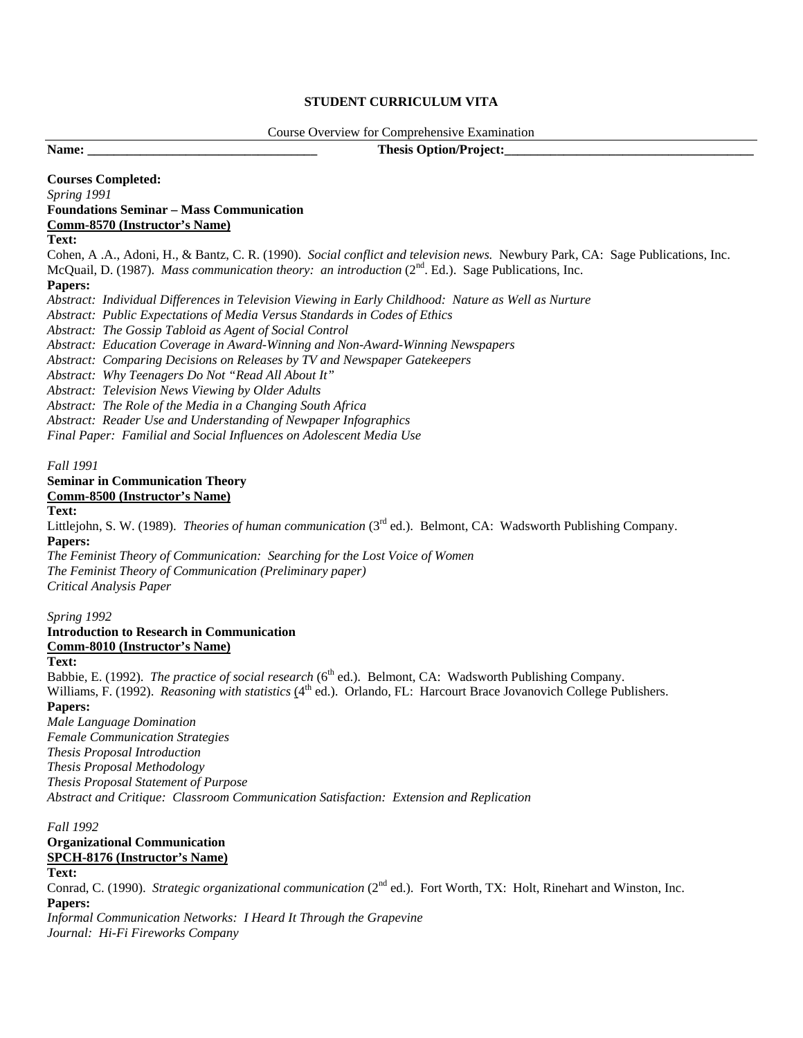**STUDENT CURRICULUM VITA**

Course Overview for Comprehensive Examination

**Name: ___________________________________** **Thesis Option/Project:_______________________________________**

**Courses Completed:**

*Spring 1991*

**Foundations Seminar – Mass Communication**

**Comm-8570 (Instructor's Name)**

**Text:**

Cohen, A .A., Adoni, H., & Bantz, C. R. (1990). *Social conflict and television news.* Newbury Park, CA: Sage Publications, Inc.
McQuail, D. (1987). *Mass communication theory: an introduction* (2nd. Ed.). Sage Publications, Inc.

**Papers:**

*Abstract: Individual Differences in Television Viewing in Early Childhood: Nature as Well as Nurture*
*Abstract: Public Expectations of Media Versus Standards in Codes of Ethics*
*Abstract: The Gossip Tabloid as Agent of Social Control*
*Abstract: Education Coverage in Award-Winning and Non-Award-Winning Newspapers*
*Abstract: Comparing Decisions on Releases by TV and Newspaper Gatekeepers*
*Abstract: Why Teenagers Do Not "Read All About It"*
*Abstract: Television News Viewing by Older Adults*
*Abstract: The Role of the Media in a Changing South Africa*
*Abstract: Reader Use and Understanding of Newpaper Infographics*
*Final Paper: Familial and Social Influences on Adolescent Media Use*

*Fall 1991*

**Seminar in Communication Theory**

**Comm-8500 (Instructor's Name)**

**Text:**

Littlejohn, S. W. (1989). *Theories of human communication* (3rd ed.). Belmont, CA: Wadsworth Publishing Company.

**Papers:**

*The Feminist Theory of Communication: Searching for the Lost Voice of Women*
*The Feminist Theory of Communication (Preliminary paper)*
*Critical Analysis Paper*

*Spring 1992*

**Introduction to Research in Communication**

**Comm-8010 (Instructor's Name)**

**Text:**

Babbie, E. (1992). *The practice of social research* (6th ed.). Belmont, CA: Wadsworth Publishing Company.
Williams, F. (1992). *Reasoning with statistics* (4th ed.). Orlando, FL: Harcourt Brace Jovanovich College Publishers.

**Papers:**

*Male Language Domination*
*Female Communication Strategies*
*Thesis Proposal Introduction*
*Thesis Proposal Methodology*
*Thesis Proposal Statement of Purpose*
*Abstract and Critique: Classroom Communication Satisfaction: Extension and Replication*

*Fall 1992*

**Organizational Communication**

**SPCH-8176 (Instructor's Name)**

**Text:**

Conrad, C. (1990). *Strategic organizational communication* (2nd ed.). Fort Worth, TX: Holt, Rinehart and Winston, Inc.

**Papers:**

*Informal Communication Networks: I Heard It Through the Grapevine*
*Journal: Hi-Fi Fireworks Company*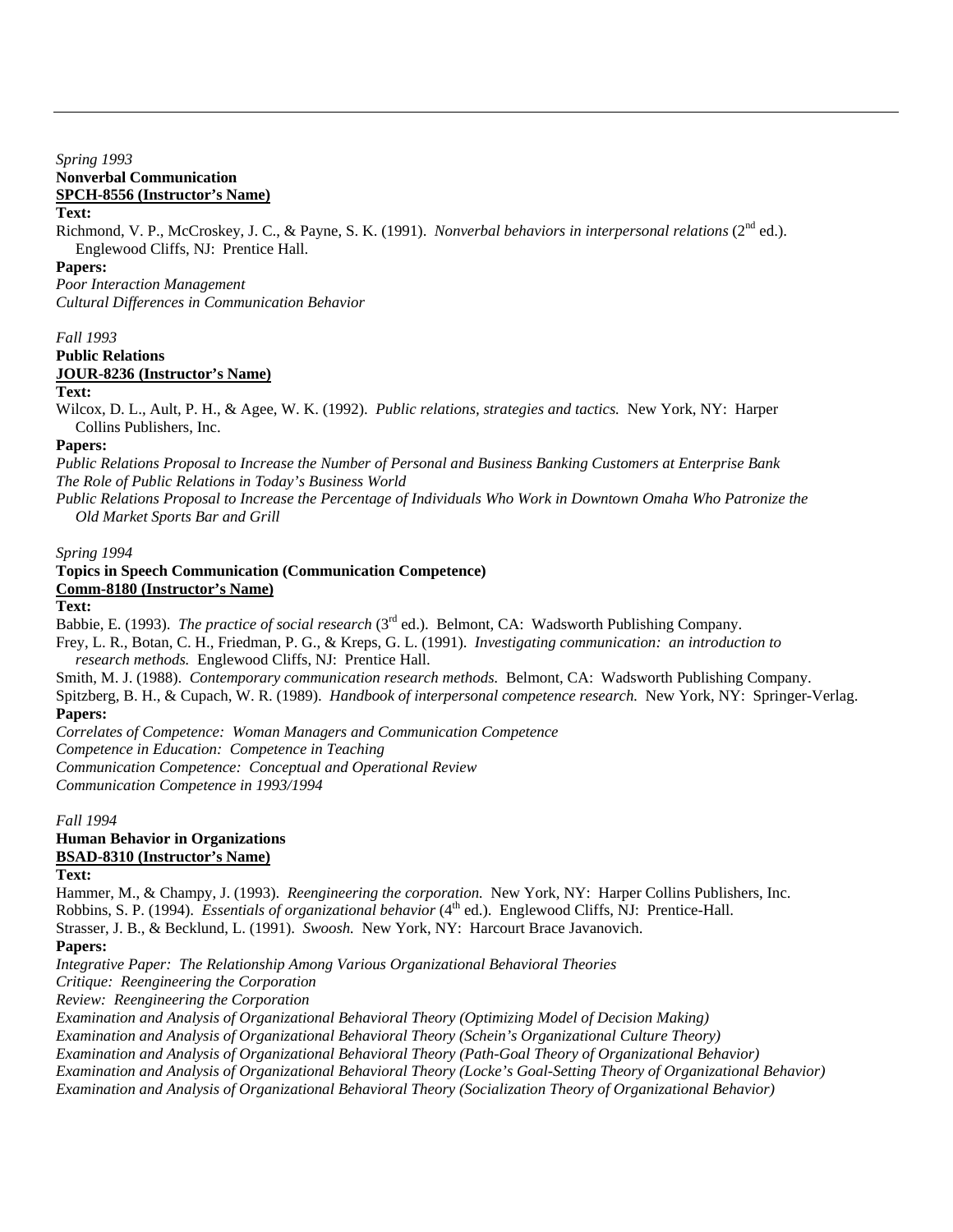*Spring 1993*
**Nonverbal Communication**
**<u>SPCH-8556 (Instructor's Name)</u>**
**Text:**
Richmond, V. P., McCroskey, J. C., & Payne, S. K. (1991). *Nonverbal behaviors in interpersonal relations* (2nd ed.). Englewood Cliffs, NJ: Prentice Hall.
**Papers:**
*Poor Interaction Management*
*Cultural Differences in Communication Behavior*

*Fall 1993*
**Public Relations**
**<u>JOUR-8236 (Instructor's Name)</u>**
**Text:**
Wilcox, D. L., Ault, P. H., & Agee, W. K. (1992). *Public relations, strategies and tactics.* New York, NY: Harper Collins Publishers, Inc.
**Papers:**
*Public Relations Proposal to Increase the Number of Personal and Business Banking Customers at Enterprise Bank*
*The Role of Public Relations in Today's Business World*
*Public Relations Proposal to Increase the Percentage of Individuals Who Work in Downtown Omaha Who Patronize the Old Market Sports Bar and Grill*

*Spring 1994*
**Topics in Speech Communication (Communication Competence)**
**<u>Comm-8180 (Instructor's Name)</u>**
**Text:**
Babbie, E. (1993). *The practice of social research* (3rd ed.). Belmont, CA: Wadsworth Publishing Company.
Frey, L. R., Botan, C. H., Friedman, P. G., & Kreps, G. L. (1991). *Investigating communication: an introduction to research methods.* Englewood Cliffs, NJ: Prentice Hall.
Smith, M. J. (1988). *Contemporary communication research methods.* Belmont, CA: Wadsworth Publishing Company.
Spitzberg, B. H., & Cupach, W. R. (1989). *Handbook of interpersonal competence research.* New York, NY: Springer-Verlag.
**Papers:**
*Correlates of Competence: Woman Managers and Communication Competence*
*Competence in Education: Competence in Teaching*
*Communication Competence: Conceptual and Operational Review*
*Communication Competence in 1993/1994*

*Fall 1994*
**Human Behavior in Organizations**
**<u>BSAD-8310 (Instructor's Name)</u>**
**Text:**
Hammer, M., & Champy, J. (1993). *Reengineering the corporation.* New York, NY: Harper Collins Publishers, Inc.
Robbins, S. P. (1994). *Essentials of organizational behavior* (4th ed.). Englewood Cliffs, NJ: Prentice-Hall.
Strasser, J. B., & Becklund, L. (1991). *Swoosh.* New York, NY: Harcourt Brace Javanovich.
**Papers:**
*Integrative Paper: The Relationship Among Various Organizational Behavioral Theories*
*Critique: Reengineering the Corporation*
*Review: Reengineering the Corporation*
*Examination and Analysis of Organizational Behavioral Theory (Optimizing Model of Decision Making)*
*Examination and Analysis of Organizational Behavioral Theory (Schein's Organizational Culture Theory)*
*Examination and Analysis of Organizational Behavioral Theory (Path-Goal Theory of Organizational Behavior)*
*Examination and Analysis of Organizational Behavioral Theory (Locke's Goal-Setting Theory of Organizational Behavior)*
*Examination and Analysis of Organizational Behavioral Theory (Socialization Theory of Organizational Behavior)*